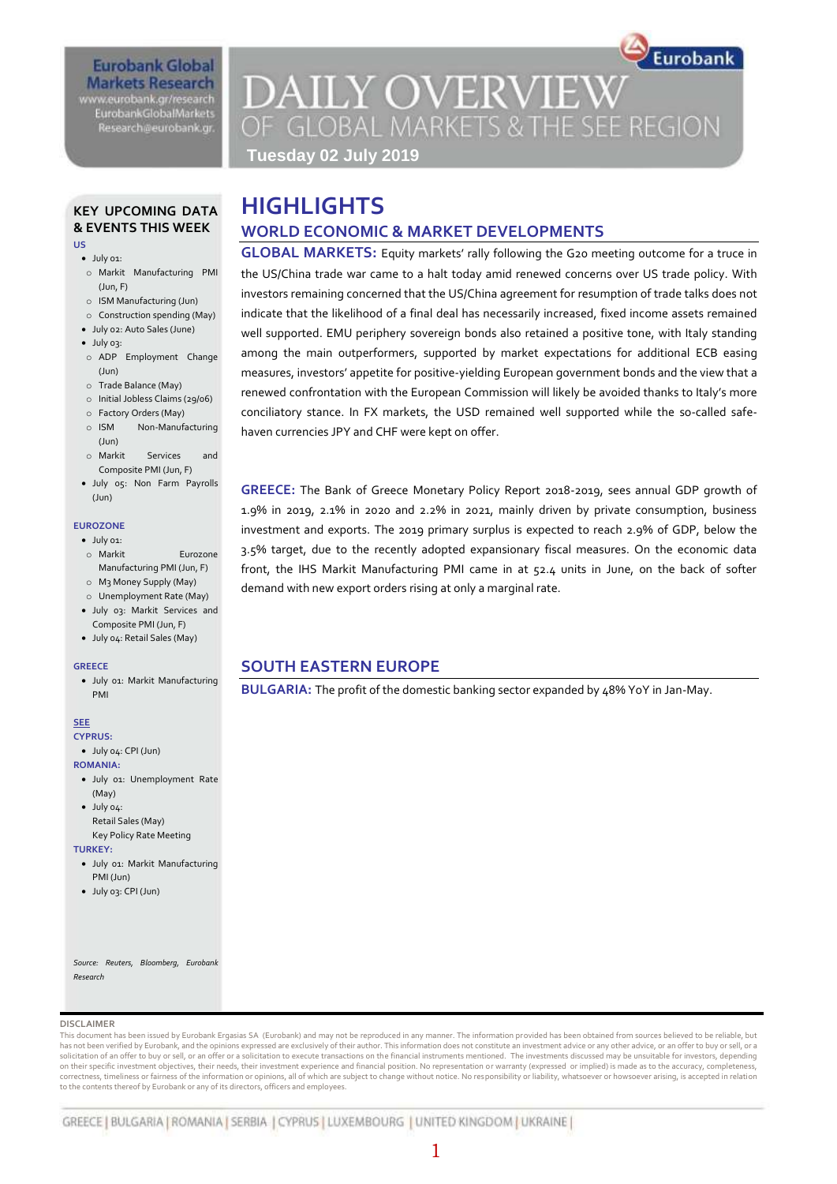Eurobank Global Markets Research
www.eurobank.gr/research
EurobankGlobalMarkets Research@eurobank.gr

# DAILY OVERVIEW OF GLOBAL MARKETS & THE SEE REGION

**Tuesday 02 July 2019**

## KEY UPCOMING DATA & EVENTS THIS WEEK

**US**

- July 01:
  - Markit Manufacturing PMI (Jun, F)
  - ISM Manufacturing (Jun)
  - Construction spending (May)
- July 02: Auto Sales (June)
- July 03:
  - ADP Employment Change (Jun)
  - Trade Balance (May)
  - Initial Jobless Claims (29/06)
  - Factory Orders (May)
  - ISM Non-Manufacturing (Jun)
  - Markit Services and Composite PMI (Jun, F)
- July 05: Non Farm Payrolls (Jun)

**EUROZONE**

- July 01:
  - Markit Eurozone Manufacturing PMI (Jun, F)
  - M3 Money Supply (May)
  - Unemployment Rate (May)
- July 03: Markit Services and Composite PMI (Jun, F)
- July 04: Retail Sales (May)

**GREECE**

- July 01: Markit Manufacturing PMI

**SEE**

**CYPRUS:**

- July 04: CPI (Jun)

**ROMANIA:**

- July 01: Unemployment Rate (May)
- July 04: Retail Sales (May) Key Policy Rate Meeting

**TURKEY:**

- July 01: Markit Manufacturing PMI (Jun)
- July 03: CPI (Jun)

*Source: Reuters, Bloomberg, Eurobank Research*

# HIGHLIGHTS

## WORLD ECONOMIC & MARKET DEVELOPMENTS

**GLOBAL MARKETS:** Equity markets' rally following the G20 meeting outcome for a truce in the US/China trade war came to a halt today amid renewed concerns over US trade policy. With investors remaining concerned that the US/China agreement for resumption of trade talks does not indicate that the likelihood of a final deal has necessarily increased, fixed income assets remained well supported. EMU periphery sovereign bonds also retained a positive tone, with Italy standing among the main outperformers, supported by market expectations for additional ECB easing measures, investors' appetite for positive-yielding European government bonds and the view that a renewed confrontation with the European Commission will likely be avoided thanks to Italy's more conciliatory stance. In FX markets, the USD remained well supported while the so-called safe-haven currencies JPY and CHF were kept on offer.

**GREECE:** The Bank of Greece Monetary Policy Report 2018-2019, sees annual GDP growth of 1.9% in 2019, 2.1% in 2020 and 2.2% in 2021, mainly driven by private consumption, business investment and exports. The 2019 primary surplus is expected to reach 2.9% of GDP, below the 3.5% target, due to the recently adopted expansionary fiscal measures. On the economic data front, the IHS Markit Manufacturing PMI came in at 52.4 units in June, on the back of softer demand with new export orders rising at only a marginal rate.

## SOUTH EASTERN EUROPE

**BULGARIA:** The profit of the domestic banking sector expanded by 48% YoY in Jan-May.

**DISCLAIMER**

This document has been issued by Eurobank Ergasias SA (Eurobank) and may not be reproduced in any manner. The information provided has been obtained from sources believed to be reliable, but has not been verified by Eurobank, and the opinions expressed are exclusively of their author. This information does not constitute an investment advice or any other advice, or an offer to buy or sell, or a solicitation of an offer to buy or sell, or an offer or a solicitation to execute transactions on the financial instruments mentioned. The investments discussed may be unsuitable for investors, depending on their specific investment objectives, their needs, their investment experience and financial position. No representation or warranty (expressed or implied) is made as to the accuracy, completeness, correctness, timeliness or fairness of the information or opinions, all of which are subject to change without notice. No responsibility or liability, whatsoever or howsoever arising, is accepted in relation to the contents thereof by Eurobank or any of its directors, officers and employees.

GREECE | BULGARIA | ROMANIA | SERBIA | CYPRUS | LUXEMBOURG | UNITED KINGDOM | UKRAINE |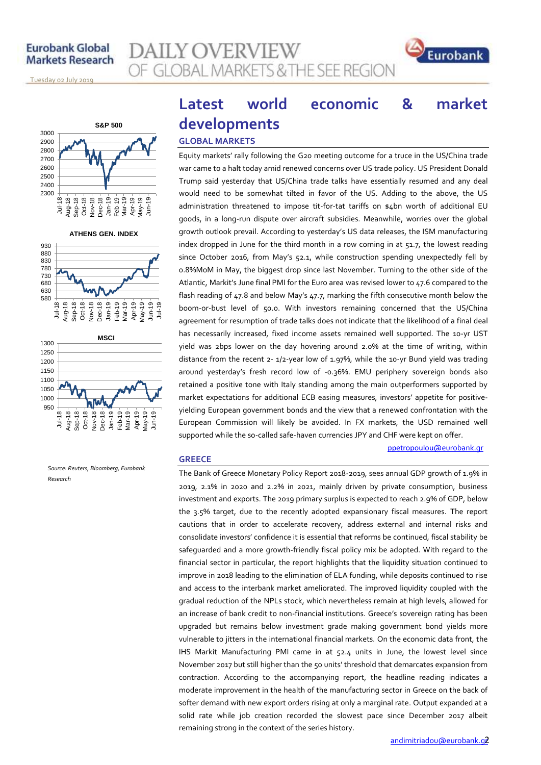# Latest world economic & market developments

## GLOBAL MARKETS

Equity markets' rally following the G20 meeting outcome for a truce in the US/China trade war came to a halt today amid renewed concerns over US trade policy. US President Donald Trump said yesterday that US/China trade talks have essentially resumed and any deal would need to be somewhat tilted in favor of the US. Adding to the above, the US administration threatened to impose tit-for-tat tariffs on $4bn worth of additional EU goods, in a long-run dispute over aircraft subsidies. Meanwhile, worries over the global growth outlook prevail. According to yesterday's US data releases, the ISM manufacturing index dropped in June for the third month in a row coming in at 51.7, the lowest reading since October 2016, from May's 52.1, while construction spending unexpectedly fell by 0.8%MoM in May, the biggest drop since last November. Turning to the other side of the Atlantic, Markit's June final PMI for the Euro area was revised lower to 47.6 compared to the flash reading of 47.8 and below May's 47.7, marking the fifth consecutive month below the boom-or-bust level of 50.0. With investors remaining concerned that the US/China agreement for resumption of trade talks does not indicate that the likelihood of a final deal has necessarily increased, fixed income assets remained well supported. The 10-yr UST yield was 2bps lower on the day hovering around 2.0% at the time of writing, within distance from the recent 2- 1/2-year low of 1.97%, while the 10-yr Bund yield was trading around yesterday's fresh record low of -0.36%. EMU periphery sovereign bonds also retained a positive tone with Italy standing among the main outperformers supported by market expectations for additional ECB easing measures, investors' appetite for positive-yielding European government bonds and the view that a renewed confrontation with the European Commission will likely be avoided. In FX markets, the USD remained well supported while the so-called safe-haven currencies JPY and CHF were kept on offer.

ppetropoulou@eurobank.gr

## GREECE

The Bank of Greece Monetary Policy Report 2018-2019, sees annual GDP growth of 1.9% in 2019, 2.1% in 2020 and 2.2% in 2021, mainly driven by private consumption, business investment and exports. The 2019 primary surplus is expected to reach 2.9% of GDP, below the 3.5% target, due to the recently adopted expansionary fiscal measures. The report cautions that in order to accelerate recovery, address external and internal risks and consolidate investors' confidence it is essential that reforms be continued, fiscal stability be safeguarded and a more growth-friendly fiscal policy mix be adopted. With regard to the financial sector in particular, the report highlights that the liquidity situation continued to improve in 2018 leading to the elimination of ELA funding, while deposits continued to rise and access to the interbank market ameliorated. The improved liquidity coupled with the gradual reduction of the NPLs stock, which nevertheless remain at high levels, allowed for an increase of bank credit to non-financial institutions. Greece's sovereign rating has been upgraded but remains below investment grade making government bond yields more vulnerable to jitters in the international financial markets. On the economic data front, the IHS Markit Manufacturing PMI came in at 52.4 units in June, the lowest level since November 2017 but still higher than the 50 units' threshold that demarcates expansion from contraction. According to the accompanying report, the headline reading indicates a moderate improvement in the health of the manufacturing sector in Greece on the back of softer demand with new export orders rising at only a marginal rate. Output expanded at a solid rate while job creation recorded the slowest pace since December 2017 albeit remaining strong in the context of the series history.

andimitriadou@eurobank.gr

*Source: Reuters, Bloomberg, Eurobank Research*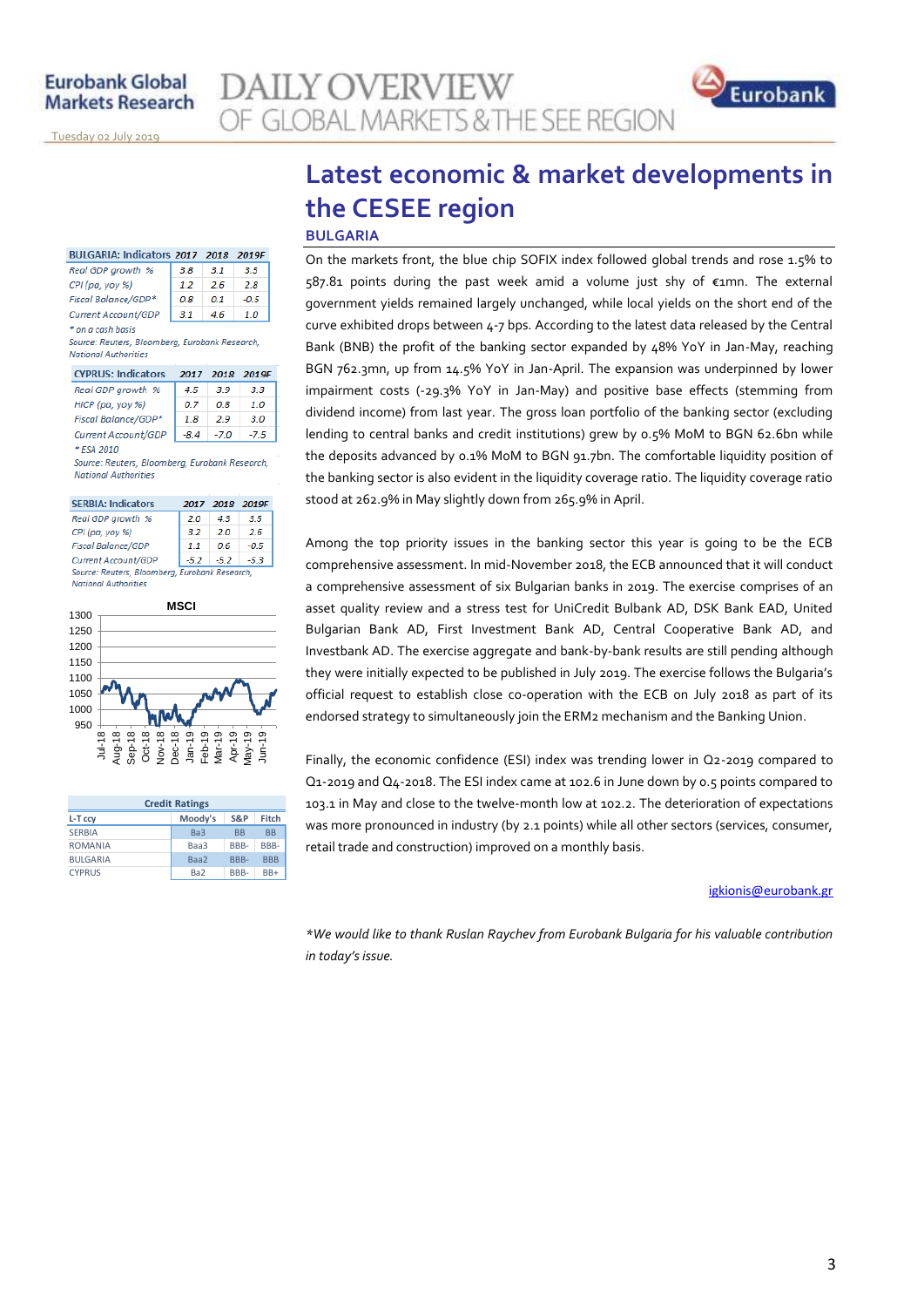# Latest economic & market developments in the CESEE region

## BULGARIA

| BULGARIA: Indicators | 2017 | 2018 | 2019F |
|---|---|---|---|
| Real GDP growth % | 3.8 | 3.1 | 3.5 |
| CPI (pa, yoy %) | 1.2 | 2.6 | 2.8 |
| Fiscal Balance/GDP* | 0.8 | 0.1 | -0.5 |
| Current Account/GDP | 3.1 | 4.6 | 1.0 |

* on a cash basis

Source: Reuters, Bloomberg, Eurobank Research, National Authorities

| CYPRUS: Indicators | 2017 | 2018 | 2019F |
|---|---|---|---|
| Real GDP growth % | 4.5 | 3.9 | 3.3 |
| HICP (pa, yoy %) | 0.7 | 0.8 | 1.0 |
| Fiscal Balance/GDP* | 1.8 | 2.9 | 3.0 |
| Current Account/GDP | -8.4 | -7.0 | -7.5 |

* ESA 2010

Source: Reuters, Bloomberg, Eurobank Research, National Authorities

| SERBIA: Indicators | 2017 | 2018 | 2019F |
|---|---|---|---|
| Real GDP growth % | 2.0 | 4.3 | 3.5 |
| CPI (pa, yoy %) | 3.2 | 2.0 | 2.6 |
| Fiscal Balance/GDP | 1.1 | 0.6 | -0.5 |
| Current Account/GDP | -5.2 | -5.2 | -5.3 |

Source: Reuters, Bloomberg, Eurobank Research, National Authorities

MSCI

| Credit Ratings | | | |
|---|---|---|---|
| L-T ccy | Moody's | S&P | Fitch |
| SERBIA | Ba3 | BB | BB |
| ROMANIA | Baa3 | BBB- | BBB- |
| BULGARIA | Baa2 | BBB- | BBB |
| CYPRUS | Ba2 | BBB- | BB+ |

On the markets front, the blue chip SOFIX index followed global trends and rose 1.5% to 587.81 points during the past week amid a volume just shy of €1mn. The external government yields remained largely unchanged, while local yields on the short end of the curve exhibited drops between 4-7 bps. According to the latest data released by the Central Bank (BNB) the profit of the banking sector expanded by 48% YoY in Jan-May, reaching BGN 762.3mn, up from 14.5% YoY in Jan-April. The expansion was underpinned by lower impairment costs (-29.3% YoY in Jan-May) and positive base effects (stemming from dividend income) from last year. The gross loan portfolio of the banking sector (excluding lending to central banks and credit institutions) grew by 0.5% MoM to BGN 62.6bn while the deposits advanced by 0.1% MoM to BGN 91.7bn. The comfortable liquidity position of the banking sector is also evident in the liquidity coverage ratio. The liquidity coverage ratio stood at 262.9% in May slightly down from 265.9% in April.

Among the top priority issues in the banking sector this year is going to be the ECB comprehensive assessment. In mid-November 2018, the ECB announced that it will conduct a comprehensive assessment of six Bulgarian banks in 2019. The exercise comprises of an asset quality review and a stress test for UniCredit Bulbank AD, DSK Bank EAD, United Bulgarian Bank AD, First Investment Bank AD, Central Cooperative Bank AD, and Investbank AD. The exercise aggregate and bank-by-bank results are still pending although they were initially expected to be published in July 2019. The exercise follows the Bulgaria's official request to establish close co-operation with the ECB on July 2018 as part of its endorsed strategy to simultaneously join the ERM2 mechanism and the Banking Union.

Finally, the economic confidence (ESI) index was trending lower in Q2-2019 compared to Q1-2019 and Q4-2018. The ESI index came at 102.6 in June down by 0.5 points compared to 103.1 in May and close to the twelve-month low at 102.2. The deterioration of expectations was more pronounced in industry (by 2.1 points) while all other sectors (services, consumer, retail trade and construction) improved on a monthly basis.

igkionis@eurobank.gr

*We would like to thank Ruslan Raychev from Eurobank Bulgaria for his valuable contribution in today's issue.*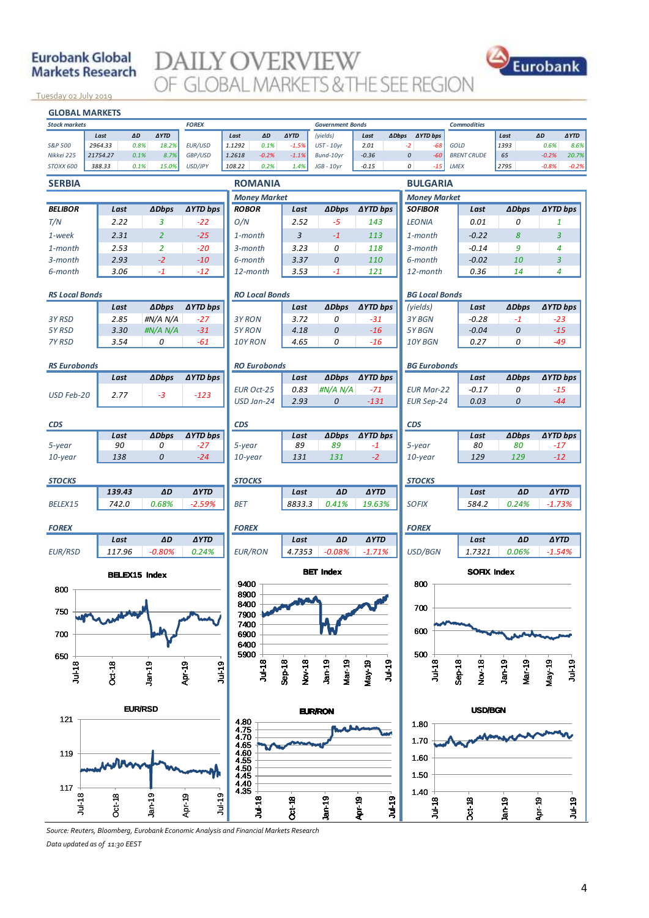Eurobank Global Markets Research

# DAILY OVERVIEW OF GLOBAL MARKETS & THE SEE REGION

Tuesday 02 July 2019

## GLOBAL MARKETS

| Stock markets | Last | ΔD | ΔYTD | FOREX | Last | ΔD | ΔYTD | Government Bonds (yields) | Last | ΔDbps | ΔYTD bps | Commodities | Last | ΔD | ΔYTD |
|---|---|---|---|---|---|---|---|---|---|---|---|---|---|---|---|
| S&P 500 | 2964.33 | 0.8% | 18.2% | EUR/USD | 1.1292 | 0.1% | -1.5% | UST - 10yr | 2.01 | -2 | -68 | GOLD | 1393 | 0.6% | 8.6% |
| Nikkei 225 | 21754.27 | 0.1% | 8.7% | GBP/USD | 1.2618 | -0.2% | -1.1% | Bund-10yr | -0.36 | 0 | -60 | BRENT CRUDE | 65 | -0.2% | 20.7% |
| STOXX 600 | 388.33 | 0.1% | 15.0% | USD/JPY | 108.22 | 0.2% | 1.4% | JGB - 10yr | -0.15 | 0 | -15 | LMEX | 2795 | -0.8% | -0.2% |

## SERBIA

| BELIBOR | Last | ΔDbps | ΔYTD bps |
|---|---|---|---|
| T/N | 2.22 | 3 | -22 |
| 1-week | 2.31 | 2 | -25 |
| 1-month | 2.53 | 2 | -20 |
| 3-month | 2.93 | -2 | -10 |
| 6-month | 3.06 | -1 | -12 |

**RS Local Bonds**

| | Last | ΔDbps | ΔYTD bps |
|---|---|---|---|
| 3Y RSD | 2.85 | #N/A N/A | -27 |
| 5Y RSD | 3.30 | #N/A N/A | -31 |
| 7Y RSD | 3.54 | 0 | -61 |

**RS Eurobonds**

| | Last | ΔDbps | ΔYTD bps |
|---|---|---|---|
| USD Feb-20 | 2.77 | -3 | -123 |

**CDS**

| | Last | ΔDbps | ΔYTD bps |
|---|---|---|---|
| 5-year | 90 | 0 | -27 |
| 10-year | 138 | 0 | -24 |

**STOCKS**

| | 139.43 | ΔD | ΔYTD |
|---|---|---|---|
| BELEX15 | 742.0 | 0.68% | -2.59% |

**FOREX**

| | Last | ΔD | ΔYTD |
|---|---|---|---|
| EUR/RSD | 117.96 | -0.80% | 0.24% |

## ROMANIA

**Money Market**

| ROBOR | Last | ΔDbps | ΔYTD bps |
|---|---|---|---|
| O/N | 2.52 | -5 | 143 |
| 1-month | 3 | -1 | 113 |
| 3-month | 3.23 | 0 | 118 |
| 6-month | 3.37 | 0 | 110 |
| 12-month | 3.53 | -1 | 121 |

**RO Local Bonds**

| | Last | ΔDbps | ΔYTD bps |
|---|---|---|---|
| 3Y RON | 3.72 | 0 | -31 |
| 5Y RON | 4.18 | 0 | -16 |
| 10Y RON | 4.65 | 0 | -16 |

**RO Eurobonds**

| | Last | ΔDbps | ΔYTD bps |
|---|---|---|---|
| EUR Oct-25 | 0.83 | #N/A N/A | -71 |
| USD Jan-24 | 2.93 | 0 | -131 |

**CDS**

| | Last | ΔDbps | ΔYTD bps |
|---|---|---|---|
| 5-year | 89 | 89 | -1 |
| 10-year | 131 | 131 | -2 |

**STOCKS**

| | Last | ΔD | ΔYTD |
|---|---|---|---|
| BET | 8833.3 | 0.41% | 19.63% |

**FOREX**

| | Last | ΔD | ΔYTD |
|---|---|---|---|
| EUR/RON | 4.7353 | -0.08% | -1.71% |

## BULGARIA

**Money Market**

| SOFIBOR | Last | ΔDbps | ΔYTD bps |
|---|---|---|---|
| LEONIA | 0.01 | 0 | 1 |
| 1-month | -0.22 | 8 | 3 |
| 3-month | -0.14 | 9 | 4 |
| 6-month | -0.02 | 10 | 3 |
| 12-month | 0.36 | 14 | 4 |

**BG Local Bonds**

| (yields) | Last | ΔDbps | ΔYTD bps |
|---|---|---|---|
| 3Y BGN | -0.28 | -1 | -23 |
| 5Y BGN | -0.04 | 0 | -15 |
| 10Y BGN | 0.27 | 0 | -49 |

**BG Eurobonds**

| | Last | ΔDbps | ΔYTD bps |
|---|---|---|---|
| EUR Mar-22 | -0.17 | 0 | -15 |
| EUR Sep-24 | 0.03 | 0 | -44 |

**CDS**

| | Last | ΔDbps | ΔYTD bps |
|---|---|---|---|
| 5-year | 80 | 80 | -17 |
| 10-year | 129 | 129 | -12 |

**STOCKS**

| | Last | ΔD | ΔYTD |
|---|---|---|---|
| SOFIX | 584.2 | 0.24% | -1.73% |

**FOREX**

| | Last | ΔD | ΔYTD |
|---|---|---|---|
| USD/BGN | 1.7321 | 0.06% | -1.54% |

BELEX15 Index

BET Index

SOFIX Index

EUR/RSD

EUR/RON

USD/BGN

*Source: Reuters, Bloomberg, Eurobank Economic Analysis and Financial Markets Research*

*Data updated as of 11:30 EEST*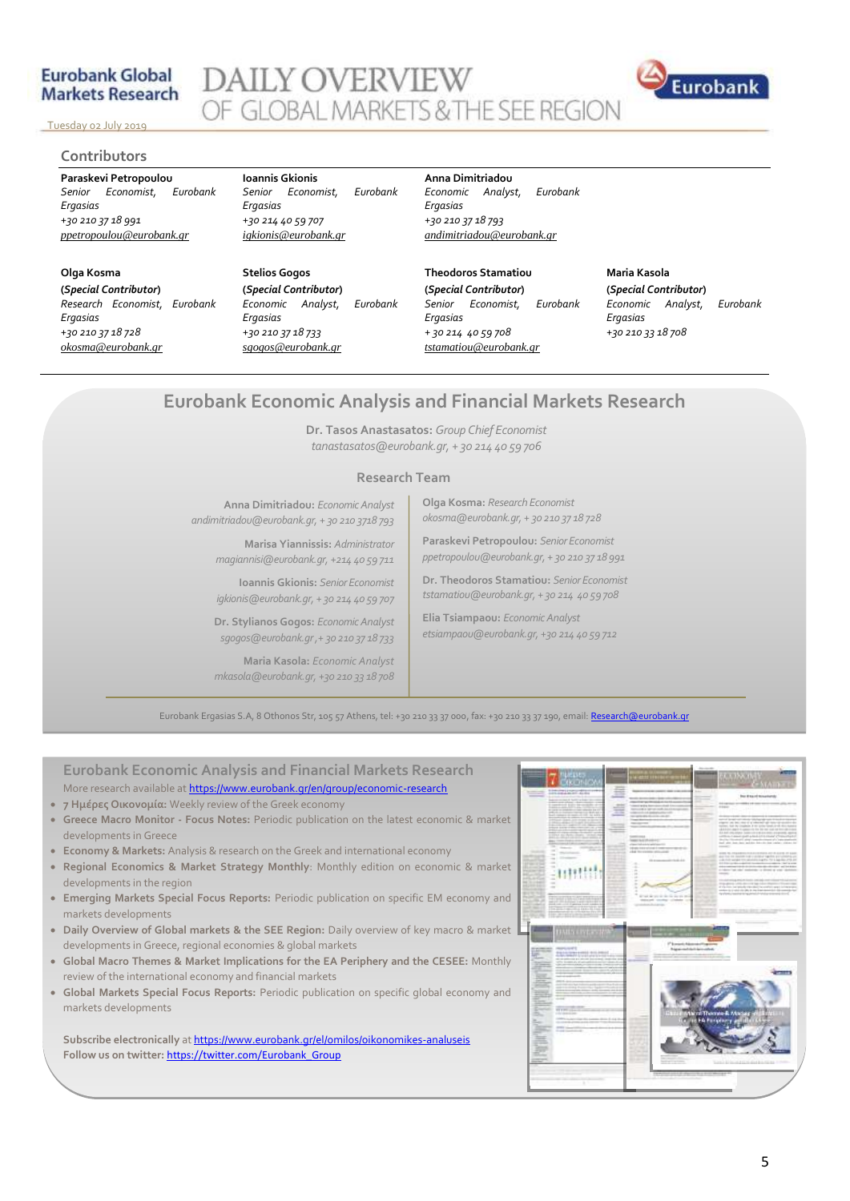## Contributors

**Paraskevi Petropoulou**
*Senior Economist, Eurobank Ergasias*
*+30 210 37 18 991*
*ppetropoulou@eurobank.gr*

**Ioannis Gkionis**
*Senior Economist, Eurobank Ergasias*
*+30 214 40 59 707*
*igkionis@eurobank.gr*

**Anna Dimitriadou**
*Economic Analyst, Eurobank Ergasias*
*+30 210 37 18 793*
*andimitriadou@eurobank.gr*

**Olga Kosma**
**(*Special Contributor*)**
*Research Economist, Eurobank Ergasias*
*+30 210 37 18 728*
*okosma@eurobank.gr*

**Stelios Gogos**
**(*Special Contributor*)**
*Economic Analyst, Eurobank Ergasias*
*+30 210 37 18 733*
*sgogos@eurobank.gr*

**Theodoros Stamatiou**
**(*Special Contributor*)**
*Senior Economist, Eurobank Ergasias*
*+ 30 214 40 59 708*
*tstamatiou@eurobank.gr*

**Maria Kasola**
**(*Special Contributor*)**
*Economic Analyst, Eurobank Ergasias*
*+30 210 33 18 708*

## Eurobank Economic Analysis and Financial Markets Research

**Dr. Tasos Anastasatos:** *Group Chief Economist*
*tanastasatos@eurobank.gr, + 30 214 40 59 706*

### Research Team

**Anna Dimitriadou:** *Economic Analyst*
*andimitriadou@eurobank.gr, + 30 210 3718 793*

**Marisa Yiannissis:** *Administrator*
*magiannisi@eurobank.gr, +214 40 59 711*

**Ioannis Gkionis:** *Senior Economist*
*igkionis@eurobank.gr, + 30 214 40 59 707*

**Dr. Stylianos Gogos:** *Economic Analyst*
*sgogos@eurobank.gr, + 30 210 37 18 733*

**Maria Kasola:** *Economic Analyst*
*mkasola@eurobank.gr, +30 210 33 18 708*

**Olga Kosma:** *Research Economist*
*okosma@eurobank.gr, + 30 210 37 18 728*

**Paraskevi Petropoulou:** *Senior Economist*
*ppetropoulou@eurobank.gr, + 30 210 37 18 991*

**Dr. Theodoros Stamatiou:** *Senior Economist*
*tstamatiou@eurobank.gr, + 30 214 40 59 708*

**Elia Tsiampaou:** *Economic Analyst*
*etsiampaou@eurobank.gr, +30 214 40 59 712*

Eurobank Ergasias S.A, 8 Othonos Str, 105 57 Athens, tel: +30 210 33 37 000, fax: +30 210 33 37 190, email: Research@eurobank.gr

## Eurobank Economic Analysis and Financial Markets Research

More research available at https://www.eurobank.gr/en/group/economic-research

- **7 Ημέρες Οικονομία:** Weekly review of the Greek economy
- **Greece Macro Monitor - Focus Notes:** Periodic publication on the latest economic & market developments in Greece
- **Economy & Markets:** Analysis & research on the Greek and international economy
- **Regional Economics & Market Strategy Monthly:** Monthly edition on economic & market developments in the region
- **Emerging Markets Special Focus Reports:** Periodic publication on specific EM economy and markets developments
- **Daily Overview of Global markets & the SEE Region:** Daily overview of key macro & market developments in Greece, regional economies & global markets
- **Global Macro Themes & Market Implications for the EA Periphery and the CESEE:** Monthly review of the international economy and financial markets
- **Global Markets Special Focus Reports:** Periodic publication on specific global economy and markets developments

**Subscribe electronically** at https://www.eurobank.gr/el/omilos/oikonomikes-analuseis
**Follow us on twitter:** https://twitter.com/Eurobank_Group